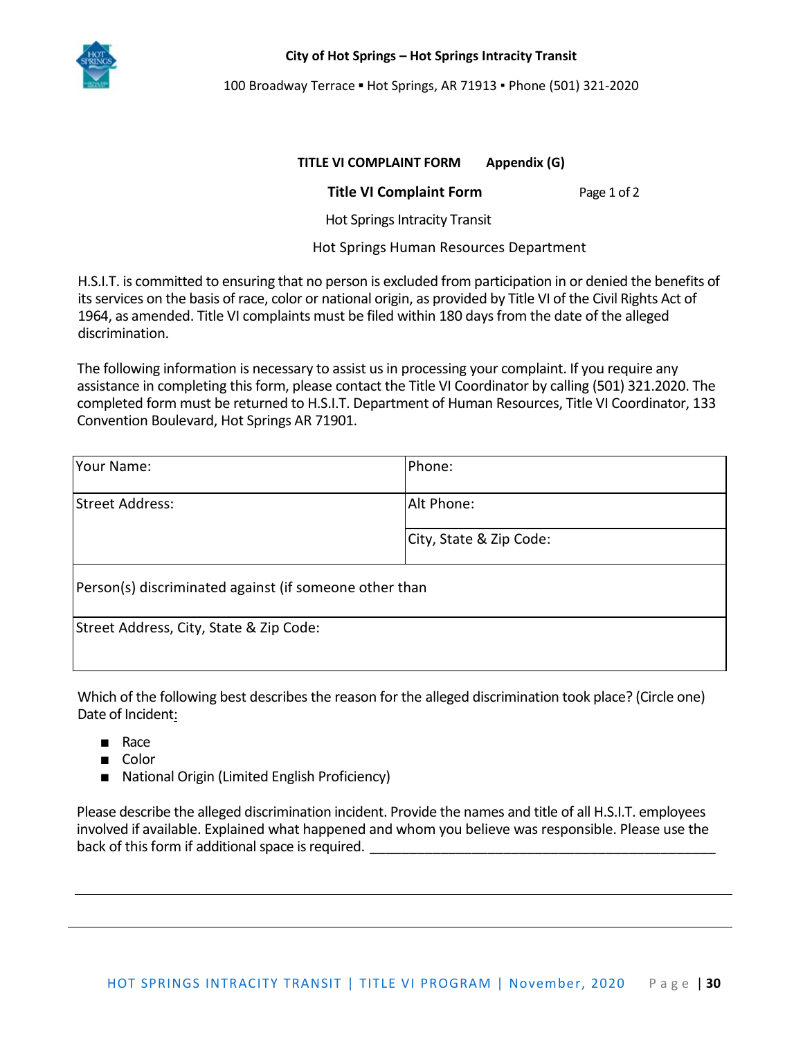**City of Hot Springs – Hot Springs Intracity Transit**

100 Broadway Terrace ▪ Hot Springs, AR 71913 ▪ Phone (501) 321-2020

**TITLE VI COMPLAINT FORM Appendix (G)**

## Title VI Complaint Form

Page 1 of 2

Hot Springs Intracity Transit

Hot Springs Human Resources Department

H.S.I.T. is committed to ensuring that no person is excluded from participation in or denied the benefits of its services on the basis of race, color or national origin, as provided by Title VI of the Civil Rights Act of 1964, as amended. Title VI complaints must be filed within 180 days from the date of the alleged discrimination.

The following information is necessary to assist us in processing your complaint. If you require any assistance in completing this form, please contact the Title VI Coordinator by calling (501) 321.2020. The completed form must be returned to H.S.I.T. Department of Human Resources, Title VI Coordinator, 133 Convention Boulevard, Hot Springs AR 71901.

| Your Name: | Phone: |
|---|---|
| Street Address: | Alt Phone: |
| | City, State & Zip Code: |
| Person(s) discriminated against (if someone other than | |
| Street Address, City, State & Zip Code: | |

Which of the following best describes the reason for the alleged discrimination took place? (Circle one) Date of Incident:

- Race
- Color
- National Origin (Limited English Proficiency)

Please describe the alleged discrimination incident. Provide the names and title of all H.S.I.T. employees involved if available. Explained what happened and whom you believe was responsible. Please use the back of this form if additional space is required. ______________________________________________

______________________________________________________________________________

______________________________________________________________________________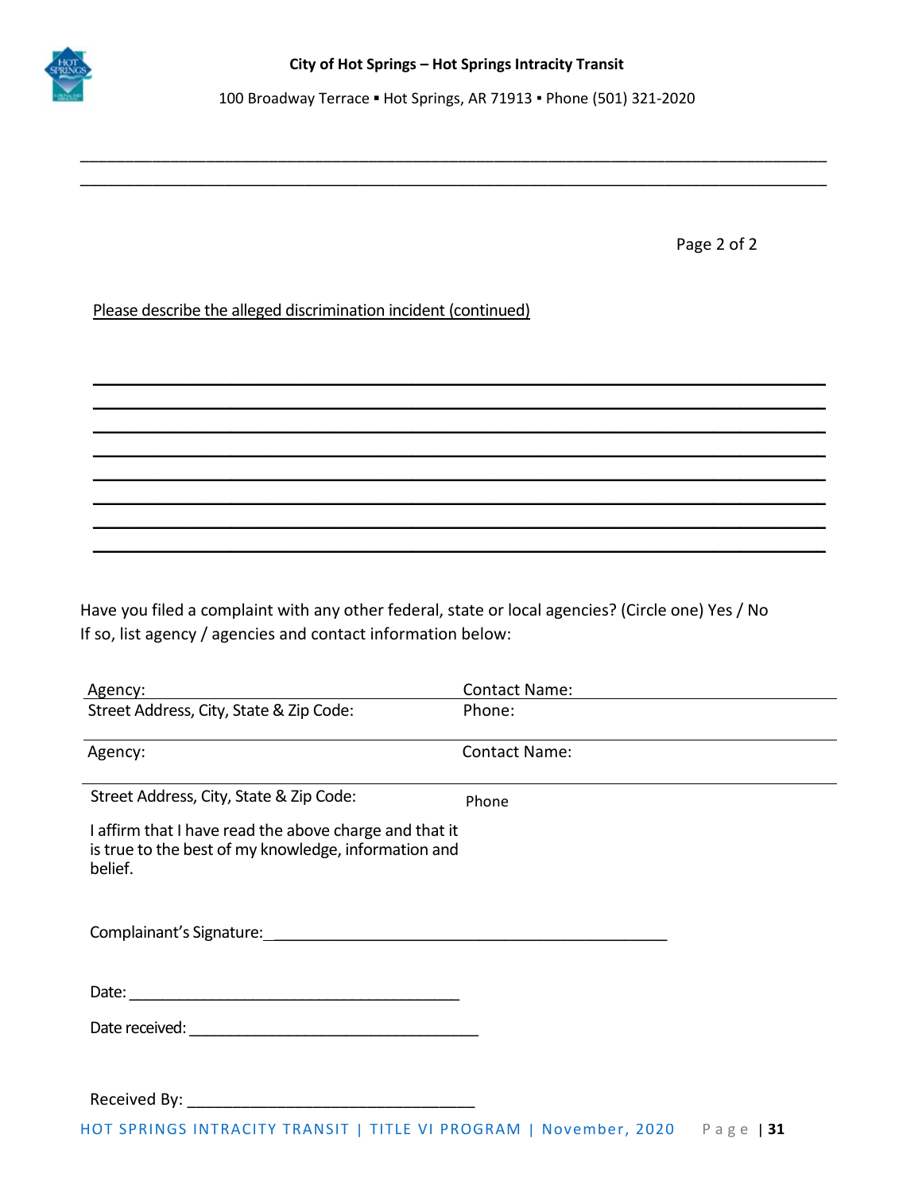**City of Hot Springs – Hot Springs Intracity Transit**

100 Broadway Terrace ▪ Hot Springs, AR 71913 ▪ Phone (501) 321-2020

Page 2 of 2

Please describe the alleged discrimination incident (continued)

\_\_\_\_\_\_\_\_\_\_\_\_\_\_\_\_\_\_\_\_\_\_\_\_\_\_\_\_\_\_\_\_\_\_\_\_\_\_\_\_\_\_\_\_\_\_\_\_\_\_\_\_\_\_\_\_\_\_\_\_\_\_\_\_\_\_\_\_\_\_

\_\_\_\_\_\_\_\_\_\_\_\_\_\_\_\_\_\_\_\_\_\_\_\_\_\_\_\_\_\_\_\_\_\_\_\_\_\_\_\_\_\_\_\_\_\_\_\_\_\_\_\_\_\_\_\_\_\_\_\_\_\_\_\_\_\_\_\_\_\_

\_\_\_\_\_\_\_\_\_\_\_\_\_\_\_\_\_\_\_\_\_\_\_\_\_\_\_\_\_\_\_\_\_\_\_\_\_\_\_\_\_\_\_\_\_\_\_\_\_\_\_\_\_\_\_\_\_\_\_\_\_\_\_\_\_\_\_\_\_\_

\_\_\_\_\_\_\_\_\_\_\_\_\_\_\_\_\_\_\_\_\_\_\_\_\_\_\_\_\_\_\_\_\_\_\_\_\_\_\_\_\_\_\_\_\_\_\_\_\_\_\_\_\_\_\_\_\_\_\_\_\_\_\_\_\_\_\_\_\_\_

\_\_\_\_\_\_\_\_\_\_\_\_\_\_\_\_\_\_\_\_\_\_\_\_\_\_\_\_\_\_\_\_\_\_\_\_\_\_\_\_\_\_\_\_\_\_\_\_\_\_\_\_\_\_\_\_\_\_\_\_\_\_\_\_\_\_\_\_\_\_

\_\_\_\_\_\_\_\_\_\_\_\_\_\_\_\_\_\_\_\_\_\_\_\_\_\_\_\_\_\_\_\_\_\_\_\_\_\_\_\_\_\_\_\_\_\_\_\_\_\_\_\_\_\_\_\_\_\_\_\_\_\_\_\_\_\_\_\_\_\_

\_\_\_\_\_\_\_\_\_\_\_\_\_\_\_\_\_\_\_\_\_\_\_\_\_\_\_\_\_\_\_\_\_\_\_\_\_\_\_\_\_\_\_\_\_\_\_\_\_\_\_\_\_\_\_\_\_\_\_\_\_\_\_\_\_\_\_\_\_\_

\_\_\_\_\_\_\_\_\_\_\_\_\_\_\_\_\_\_\_\_\_\_\_\_\_\_\_\_\_\_\_\_\_\_\_\_\_\_\_\_\_\_\_\_\_\_\_\_\_\_\_\_\_\_\_\_\_\_\_\_\_\_\_\_\_\_\_\_\_\_

Have you filed a complaint with any other federal, state or local agencies? (Circle one) Yes / No
If so, list agency / agencies and contact information below:

| | |
|---|---|
| Agency: | Contact Name: |
| Street Address, City, State & Zip Code: | Phone: |
| Agency: | Contact Name: |
| Street Address, City, State & Zip Code: | Phone |

I affirm that I have read the above charge and that it is true to the best of my knowledge, information and belief.

Complainant's Signature:\_\_\_\_\_\_\_\_\_\_\_\_\_\_\_\_\_\_\_\_\_\_\_\_\_\_\_\_\_\_\_\_\_\_\_\_\_\_\_\_\_\_\_\_

Date: \_\_\_\_\_\_\_\_\_\_\_\_\_\_\_\_\_\_\_\_\_\_\_\_\_\_\_\_\_\_\_\_\_\_\_\_\_\_\_\_

Date received: \_\_\_\_\_\_\_\_\_\_\_\_\_\_\_\_\_\_\_\_\_\_\_\_\_\_\_\_\_\_\_\_\_\_\_

Received By: \_\_\_\_\_\_\_\_\_\_\_\_\_\_\_\_\_\_\_\_\_\_\_\_\_\_\_\_\_\_\_\_\_\_\_